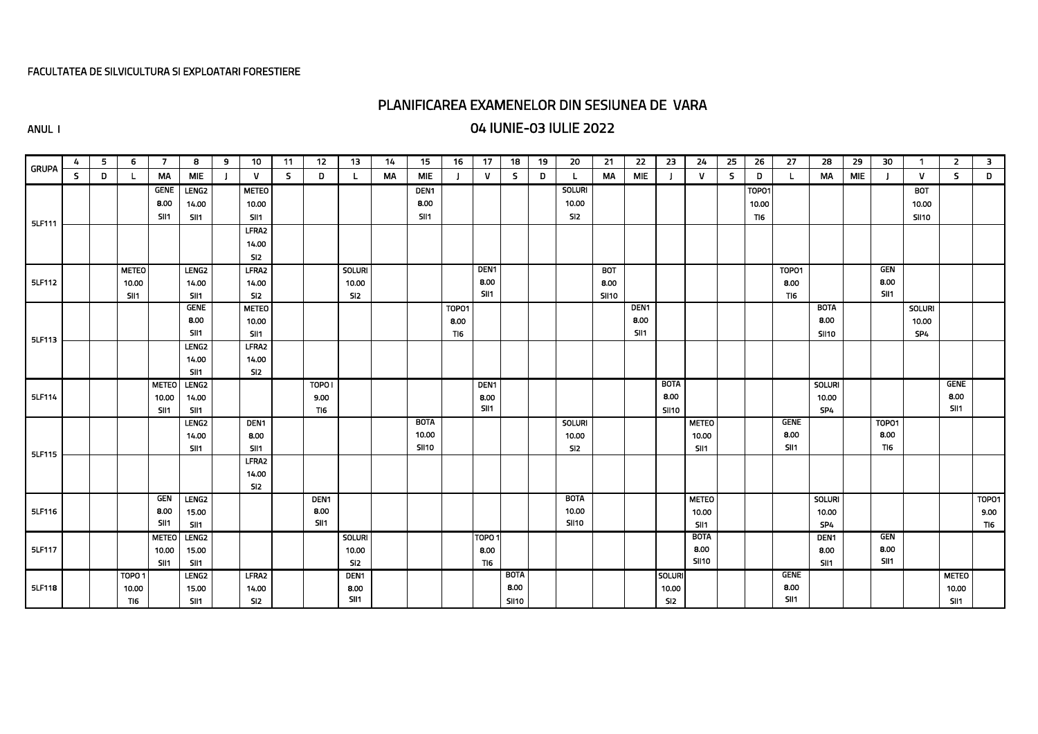FACULTATEA DE SILVICULTURA SI EXPLOATARI FORESTIERE

## PLANIFICAREA EXAMENELOR DIN SESIUNEA DE VARA

ANUL I

## 04 IUNIE-03 IULIE 2022

| GRUPA | 4 | 5 | 6 | 7 | 8 | 9 | 10 | 11 | 12 | 13 | 14 | 15 | 16 | 17 | 18 | 19 | 20 | 21 | 22 | 23 | 24 | 25 | 26 | 27 | 28 | 29 | 30 | 1 | 2 | 3 |
|---|---|---|---|---|---|---|---|---|---|---|---|---|---|---|---|---|---|---|---|---|---|---|---|---|---|---|---|---|---|---|
| | S | D | L | MA | MIE | J | V | S | D | L | MA | MIE | J | V | S | D | L | MA | MIE | J | V | S | D | L | MA | MIE | J | V | S | D |
| 5LF111 | | | | GENE<br>8.00<br>SII1 | LENG2<br>14.00<br>SII1 | | METEO<br>10.00<br>SII1 | | | | | DEN1<br>8.00<br>SII1 | | | | | SOLURI<br>10.00<br>SI2 | | | | | | TOPO1<br>10.00<br>TI6 | | | | | BOT<br>10.00<br>SII10 | | |
| | | | | | | | LFRA2<br>14.00<br>SI2 | | | | | | | | | | | | | | | | | | | | | | | |
| 5LF112 | | | METEO<br>10.00<br>SII1 | | LENG2<br>14.00<br>SII1 | | LFRA2<br>14.00<br>SI2 | | | SOLURI<br>10.00<br>SI2 | | | | DEN1<br>8.00<br>SII1 | | | | BOT<br>8.00<br>SII10 | | | | | | TOPO1<br>8.00<br>TI6 | | | GEN<br>8.00<br>SII1 | | | |
| 5LF113 | | | | | GENE<br>8.00<br>SII1 | | METEO<br>10.00<br>SII1 | | | | | | TOPO1<br>8.00<br>TI6 | | | | | | DEN1<br>8.00<br>SII1 | | | | | | BOTA<br>8.00<br>SII10 | | | SOLURI<br>10.00<br>SP4 | | |
| | | | | | LENG2<br>14.00<br>SII1 | | LFRA2<br>14.00<br>SI2 | | | | | | | | | | | | | | | | | | | | | | | |
| 5LF114 | | | | METEO<br>10.00<br>SII1 | LENG2<br>14.00<br>SII1 | | | | TOPO I<br>9.00<br>TI6 | | | | | DEN1<br>8.00<br>SII1 | | | | | | BOTA<br>8.00<br>SII10 | | | | | SOLURI<br>10.00<br>SP4 | | | | GENE<br>8.00<br>SII1 | |
| 5LF115 | | | | | LENG2<br>14.00<br>SII1 | | DEN1<br>8.00<br>SII1 | | | | | BOTA<br>10.00<br>SII10 | | | | | SOLURI<br>10.00<br>SI2 | | | | METEO<br>10.00<br>SII1 | | | GENE<br>8.00<br>SII1 | | | TOPO1<br>8.00<br>TI6 | | | |
| | | | | | | | LFRA2<br>14.00<br>SI2 | | | | | | | | | | | | | | | | | | | | | | | |
| 5LF116 | | | | GEN<br>8.00<br>SII1 | LENG2<br>15.00<br>SII1 | | | | DEN1<br>8.00<br>SII1 | | | | | | | | BOTA<br>10.00<br>SII10 | | | | METEO<br>10.00<br>SII1 | | | | SOLURI<br>10.00<br>SP4 | | | | | TOPO1<br>9.00<br>TI6 |
| 5LF117 | | | | METEO<br>10.00<br>SII1 | LENG2<br>15.00<br>SII1 | | | | | SOLURI<br>10.00<br>SI2 | | | | TOPO 1<br>8.00<br>TI6 | | | | | | | BOTA<br>8.00<br>SII10 | | | | DEN1<br>8.00<br>SII1 | | GEN<br>8.00<br>SII1 | | | |
| 5LF118 | | | TOPO 1<br>10.00<br>TI6 | | LENG2<br>15.00<br>SII1 | | LFRA2<br>14.00<br>SI2 | | | DEN1<br>8.00<br>SII1 | | | | | BOTA<br>8.00<br>SII10 | | | | | SOLURI<br>10.00<br>SI2 | | | | GENE<br>8.00<br>SII1 | | | | | METEO<br>10.00<br>SII1 | |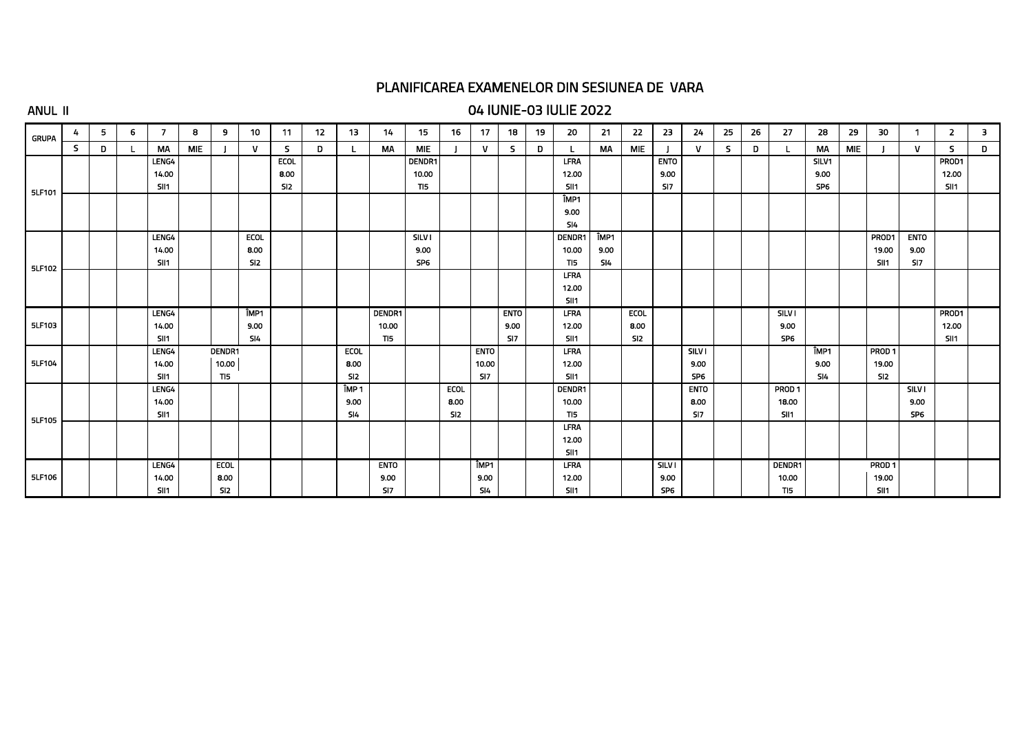# PLANIFICAREA EXAMENELOR DIN SESIUNEA DE VARA

**ANUL II**

**04 IUNIE-03 IULIE 2022**

| GRUPA | 4 | 5 | 6 | 7 | 8 | 9 | 10 | 11 | 12 | 13 | 14 | 15 | 16 | 17 | 18 | 19 | 20 | 21 | 22 | 23 | 24 | 25 | 26 | 27 | 28 | 29 | 30 | 1 | 2 | 3 |
|---|---|---|---|---|---|---|---|---|---|---|---|---|---|---|---|---|---|---|---|---|---|---|---|---|---|---|---|---|---|---|
| | S | D | L | MA | MIE | J | V | S | D | L | MA | MIE | J | V | S | D | L | MA | MIE | J | V | S | D | L | MA | MIE | J | V | S | D |
| 5LF101 | | | | LENG4<br>14.00<br>SII1 | | | | ECOL<br>8.00<br>SI2 | | | | DENDR1<br>10.00<br>TI5 | | | | | LFRA<br>12.00<br>SII1 | | | ENTO<br>9.00<br>SI7 | | | | | SILV1<br>9.00<br>SP6 | | | | PROD1<br>12.00<br>SII1 | |
| | | | | | | | | | | | | | | | | | ÎMP1<br>9.00<br>SI4 | | | | | | | | | | | | | |
| 5LF102 | | | | LENG4<br>14.00<br>SII1 | | | ECOL<br>8.00<br>SI2 | | | | | SILV I<br>9.00<br>SP6 | | | | | DENDR1<br>10.00<br>TI5 | ÎMP1<br>9.00<br>SI4 | | | | | | | | | PROD1<br>19.00<br>SII1 | ENTO<br>9.00<br>SI7 | | |
| | | | | | | | | | | | | | | | | | LFRA<br>12.00<br>SII1 | | | | | | | | | | | | | |
| 5LF103 | | | | LENG4<br>14.00<br>SII1 | | | ÎMP1<br>9.00<br>SI4 | | | | DENDR1<br>10.00<br>TI5 | | | | ENTO<br>9.00<br>SI7 | | LFRA<br>12.00<br>SII1 | | ECOL<br>8.00<br>SI2 | | | | | SILV I<br>9.00<br>SP6 | | | | | PROD1<br>12.00<br>SII1 | |
| 5LF104 | | | | LENG4<br>14.00<br>SII1 | | DENDR1<br>10.00<br>TI5 | | | | ECOL<br>8.00<br>SI2 | | | | ENTO<br>10.00<br>SI7 | | | LFRA<br>12.00<br>SII1 | | | | SILV I<br>9.00<br>SP6 | | | | ÎMP1<br>9.00<br>SI4 | | PROD 1<br>19.00<br>SI2 | | | |
| 5LF105 | | | | LENG4<br>14.00<br>SII1 | | | | | | ÎMP 1<br>9.00<br>SI4 | | | ECOL<br>8.00<br>SI2 | | | | DENDR1<br>10.00<br>TI5 | | | | ENTO<br>8.00<br>SI7 | | | PROD 1<br>18.00<br>SII1 | | | | SILV I<br>9.00<br>SP6 | | |
| | | | | | | | | | | | | | | | | | LFRA<br>12.00<br>SII1 | | | | | | | | | | | | | |
| 5LF106 | | | | LENG4<br>14.00<br>SII1 | | ECOL<br>8.00<br>SI2 | | | | | ENTO<br>9.00<br>SI7 | | | ÎMP1<br>9.00<br>SI4 | | | LFRA<br>12.00<br>SII1 | | | SILV I<br>9.00<br>SP6 | | | | DENDR1<br>10.00<br>TI5 | | | PROD 1<br>19.00<br>SII1 | | | |